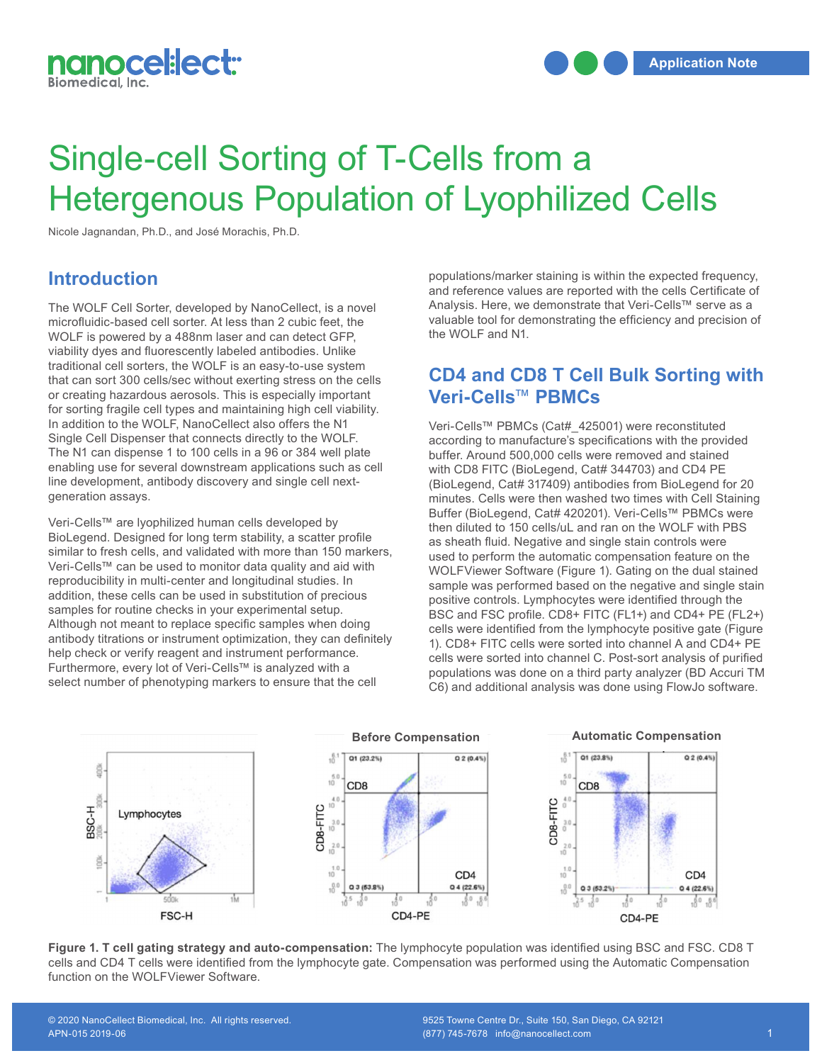# Single-cell Sorting of T-Cells from a Hetergenous Population of Lyophilized Cells

Nicole Jagnandan, Ph.D., and José Morachis, Ph.D.

## Introduction

The WOLF Cell Sorter, developed by NanoCellect, is a novel microfluidic-based cell sorter. At less than 2 cubic feet, the WOLF is powered by a 488nm laser and can detect GFP, viability dyes and fluorescently labeled antibodies. Unlike traditional cell sorters, the WOLF is an easy-to-use system that can sort 300 cells/sec without exerting stress on the cells or creating hazardous aerosols. This is especially important for sorting fragile cell types and maintaining high cell viability. In addition to the WOLF, NanoCellect also offers the N1 Single Cell Dispenser that connects directly to the WOLF. The N1 can dispense 1 to 100 cells in a 96 or 384 well plate enabling use for several downstream applications such as cell line development, antibody discovery and single cell next-generation assays.

Veri-Cells™ are lyophilized human cells developed by BioLegend. Designed for long term stability, a scatter profile similar to fresh cells, and validated with more than 150 markers, Veri-Cells™ can be used to monitor data quality and aid with reproducibility in multi-center and longitudinal studies. In addition, these cells can be used in substitution of precious samples for routine checks in your experimental setup. Although not meant to replace specific samples when doing antibody titrations or instrument optimization, they can definitely help check or verify reagent and instrument performance. Furthermore, every lot of Veri-Cells™ is analyzed with a select number of phenotyping markers to ensure that the cell populations/marker staining is within the expected frequency, and reference values are reported with the cells Certificate of Analysis. Here, we demonstrate that Veri-Cells™ serve as a valuable tool for demonstrating the efficiency and precision of the WOLF and N1.

## CD4 and CD8 T Cell Bulk Sorting with Veri-Cells™ PBMCs

Veri-Cells™ PBMCs (Cat#_425001) were reconstituted according to manufacture's specifications with the provided buffer. Around 500,000 cells were removed and stained with CD8 FITC (BioLegend, Cat# 344703) and CD4 PE (BioLegend, Cat# 317409) antibodies from BioLegend for 20 minutes. Cells were then washed two times with Cell Staining Buffer (BioLegend, Cat# 420201). Veri-Cells™ PBMCs were then diluted to 150 cells/uL and ran on the WOLF with PBS as sheath fluid. Negative and single stain controls were used to perform the automatic compensation feature on the WOLFViewer Software (Figure 1). Gating on the dual stained sample was performed based on the negative and single stain positive controls. Lymphocytes were identified through the BSC and FSC profile. CD8+ FITC (FL1+) and CD4+ PE (FL2+) cells were identified from the lymphocyte positive gate (Figure 1). CD8+ FITC cells were sorted into channel A and CD4+ PE cells were sorted into channel C. Post-sort analysis of purified populations was done on a third party analyzer (BD Accuri TM C6) and additional analysis was done using FlowJo software.

**Figure 1. T cell gating strategy and auto-compensation:** The lymphocyte population was identified using BSC and FSC. CD8 T cells and CD4 T cells were identified from the lymphocyte gate. Compensation was performed using the Automatic Compensation function on the WOLFViewer Software.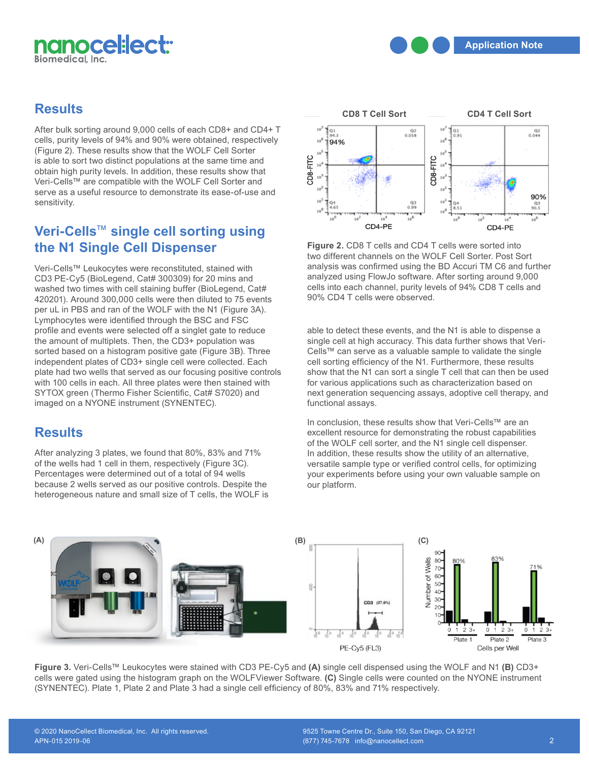## Results

After bulk sorting around 9,000 cells of each CD8+ and CD4+ T cells, purity levels of 94% and 90% were obtained, respectively (Figure 2). These results show that the WOLF Cell Sorter is able to sort two distinct populations at the same time and obtain high purity levels. In addition, these results show that Veri-Cells™ are compatible with the WOLF Cell Sorter and serve as a useful resource to demonstrate its ease-of-use and sensitivity.

**Figure 2.** CD8 T cells and CD4 T cells were sorted into two different channels on the WOLF Cell Sorter. Post Sort analysis was confirmed using the BD Accuri TM C6 and further analyzed using FlowJo software. After sorting around 9,000 cells into each channel, purity levels of 94% CD8 T cells and 90% CD4 T cells were observed.

## Veri-Cells™ single cell sorting using the N1 Single Cell Dispenser

Veri-Cells™ Leukocytes were reconstituted, stained with CD3 PE-Cy5 (BioLegend, Cat# 300309) for 20 mins and washed two times with cell staining buffer (BioLegend, Cat# 420201). Around 300,000 cells were then diluted to 75 events per uL in PBS and ran of the WOLF with the N1 (Figure 3A). Lymphocytes were identified through the BSC and FSC profile and events were selected off a singlet gate to reduce the amount of multiplets. Then, the CD3+ population was sorted based on a histogram positive gate (Figure 3B). Three independent plates of CD3+ single cell were collected. Each plate had two wells that served as our focusing positive controls with 100 cells in each. All three plates were then stained with SYTOX green (Thermo Fisher Scientific, Cat# S7020) and imaged on a NYONE instrument (SYNENTEC).

## Results

After analyzing 3 plates, we found that 80%, 83% and 71% of the wells had 1 cell in them, respectively (Figure 3C). Percentages were determined out of a total of 94 wells because 2 wells served as our positive controls. Despite the heterogeneous nature and small size of T cells, the WOLF is able to detect these events, and the N1 is able to dispense a single cell at high accuracy. This data further shows that Veri-Cells™ can serve as a valuable sample to validate the single cell sorting efficiency of the N1. Furthermore, these results show that the N1 can sort a single T cell that can then be used for various applications such as characterization based on next generation sequencing assays, adoptive cell therapy, and functional assays.

In conclusion, these results show that Veri-Cells™ are an excellent resource for demonstrating the robust capabilities of the WOLF cell sorter, and the N1 single cell dispenser. In addition, these results show the utility of an alternative, versatile sample type or verified control cells, for optimizing your experiments before using your own valuable sample on our platform.

**Figure 3.** Veri-Cells™ Leukocytes were stained with CD3 PE-Cy5 and **(A)** single cell dispensed using the WOLF and N1 **(B)** CD3+ cells were gated using the histogram graph on the WOLFViewer Software. **(C)** Single cells were counted on the NYONE instrument (SYNENTEC). Plate 1, Plate 2 and Plate 3 had a single cell efficiency of 80%, 83% and 71% respectively.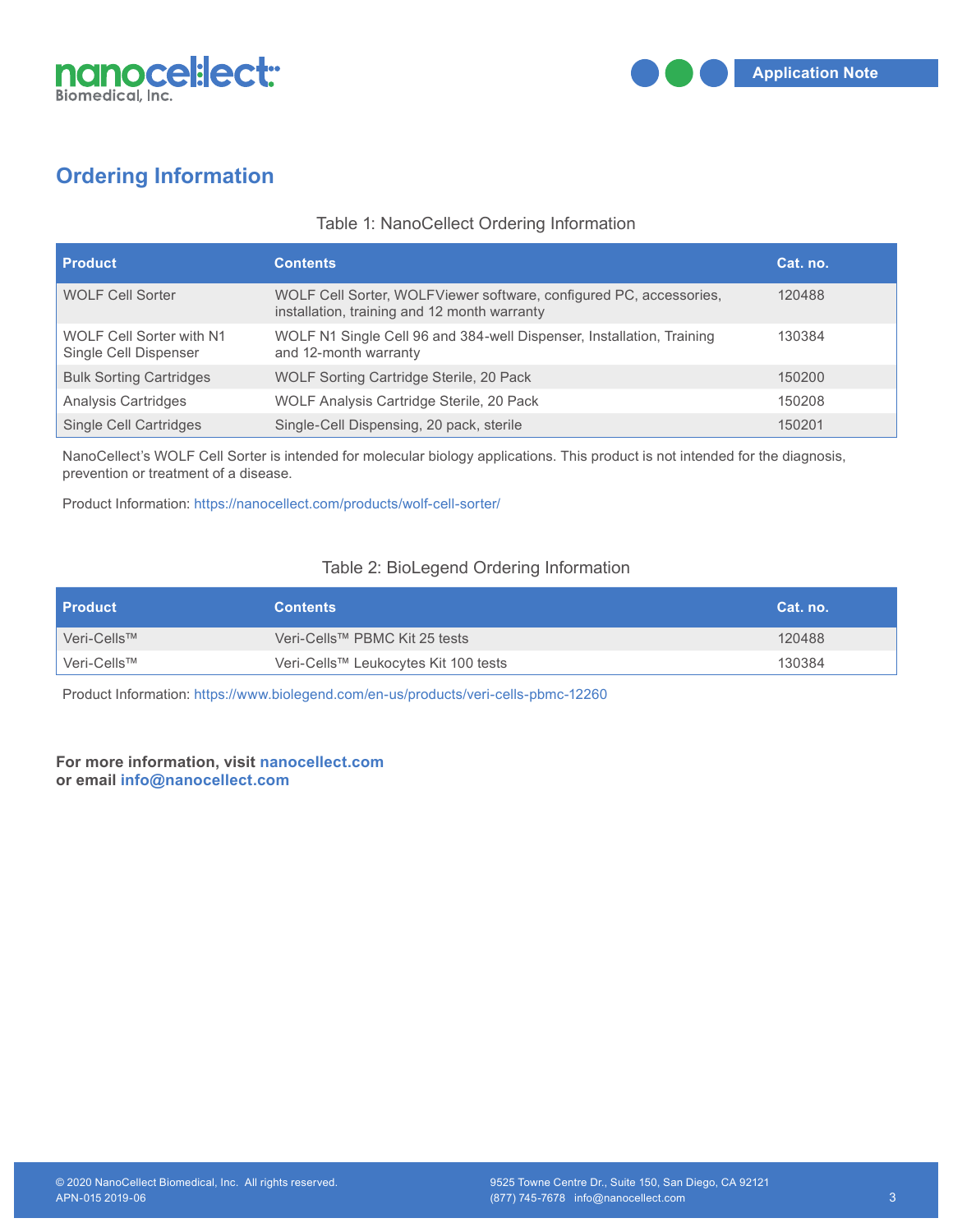## Ordering Information

Table 1: NanoCellect Ordering Information

| Product | Contents | Cat. no. |
|---|---|---|
| WOLF Cell Sorter | WOLF Cell Sorter, WOLFViewer software, configured PC, accessories, installation, training and 12 month warranty | 120488 |
| WOLF Cell Sorter with N1 Single Cell Dispenser | WOLF N1 Single Cell 96 and 384-well Dispenser, Installation, Training and 12-month warranty | 130384 |
| Bulk Sorting Cartridges | WOLF Sorting Cartridge Sterile, 20 Pack | 150200 |
| Analysis Cartridges | WOLF Analysis Cartridge Sterile, 20 Pack | 150208 |
| Single Cell Cartridges | Single-Cell Dispensing, 20 pack, sterile | 150201 |

NanoCellect's WOLF Cell Sorter is intended for molecular biology applications. This product is not intended for the diagnosis, prevention or treatment of a disease.

Product Information: https://nanocellect.com/products/wolf-cell-sorter/

Table 2: BioLegend Ordering Information

| Product | Contents | Cat. no. |
|---|---|---|
| Veri-Cells™ | Veri-Cells™ PBMC Kit 25 tests | 120488 |
| Veri-Cells™ | Veri-Cells™ Leukocytes Kit 100 tests | 130384 |

Product Information: https://www.biolegend.com/en-us/products/veri-cells-pbmc-12260

**For more information, visit nanocellect.com**
**or email info@nanocellect.com**

© 2020 NanoCellect Biomedical, Inc. All rights reserved.
APN-015 2019-06

9525 Towne Centre Dr., Suite 150, San Diego, CA 92121
(877) 745-7678 info@nanocellect.com